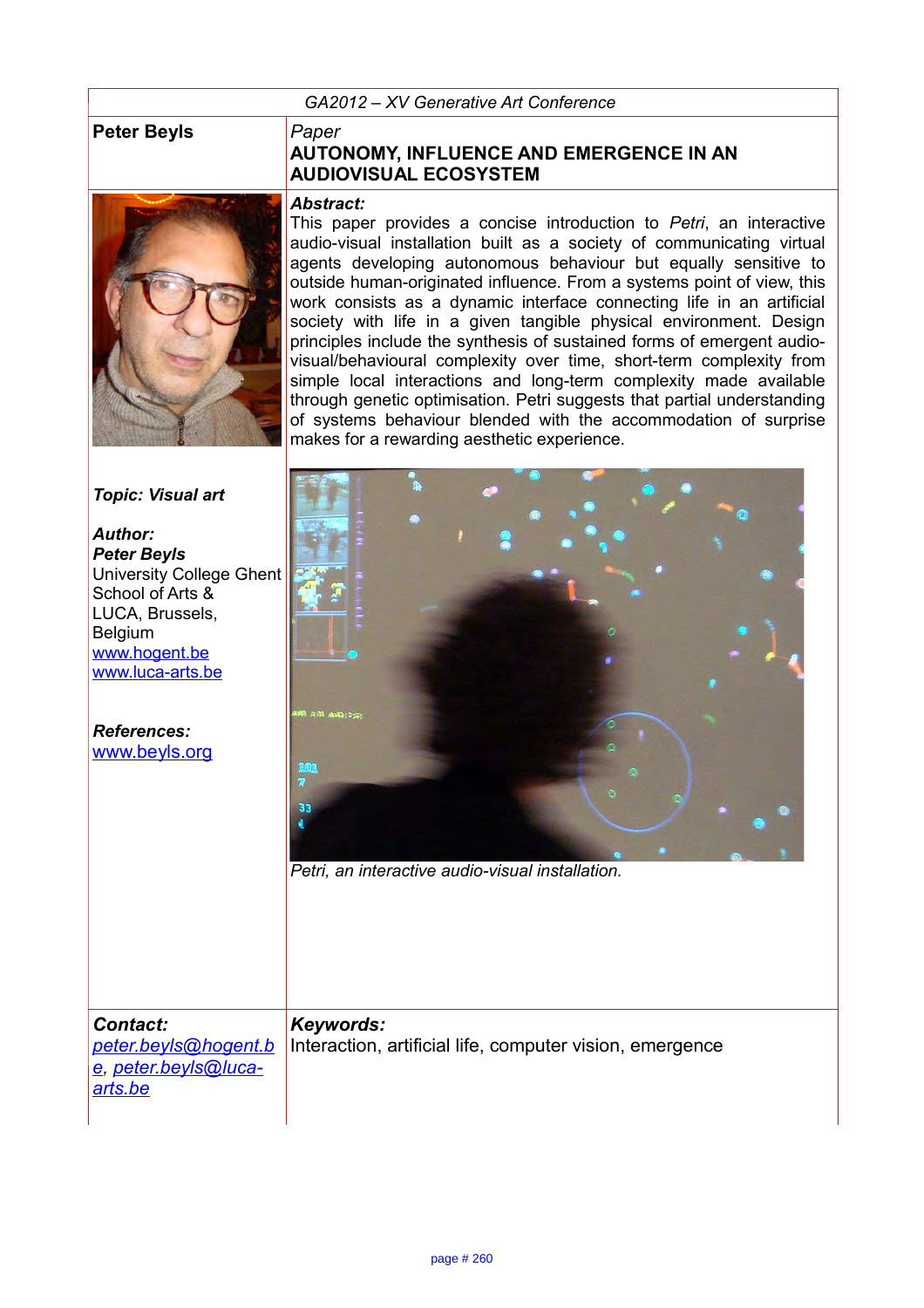GA2012 – XV Generative Art Conference

**Peter Beyls**

*Paper*

# AUTONOMY, INFLUENCE AND EMERGENCE IN AN AUDIOVISUAL ECOSYSTEM

***Abstract:***

This paper provides a concise introduction to *Petri*, an interactive audio-visual installation built as a society of communicating virtual agents developing autonomous behaviour but equally sensitive to outside human-originated influence. From a systems point of view, this work consists as a dynamic interface connecting life in an artificial society with life in a given tangible physical environment. Design principles include the synthesis of sustained forms of emergent audio-visual/behavioural complexity over time, short-term complexity from simple local interactions and long-term complexity made available through genetic optimisation. Petri suggests that partial understanding of systems behaviour blended with the accommodation of surprise makes for a rewarding aesthetic experience.

***Topic: Visual art***

***Author:***
***Peter Beyls***
University College Ghent
School of Arts &
LUCA, Brussels,
Belgium
www.hogent.be
www.luca-arts.be

***References:***
www.beyls.org

*Petri, an interactive audio-visual installation.*

***Contact:***
*peter.beyls@hogent.be, peter.beyls@luca-arts.be*

***Keywords:***
Interaction, artificial life, computer vision, emergence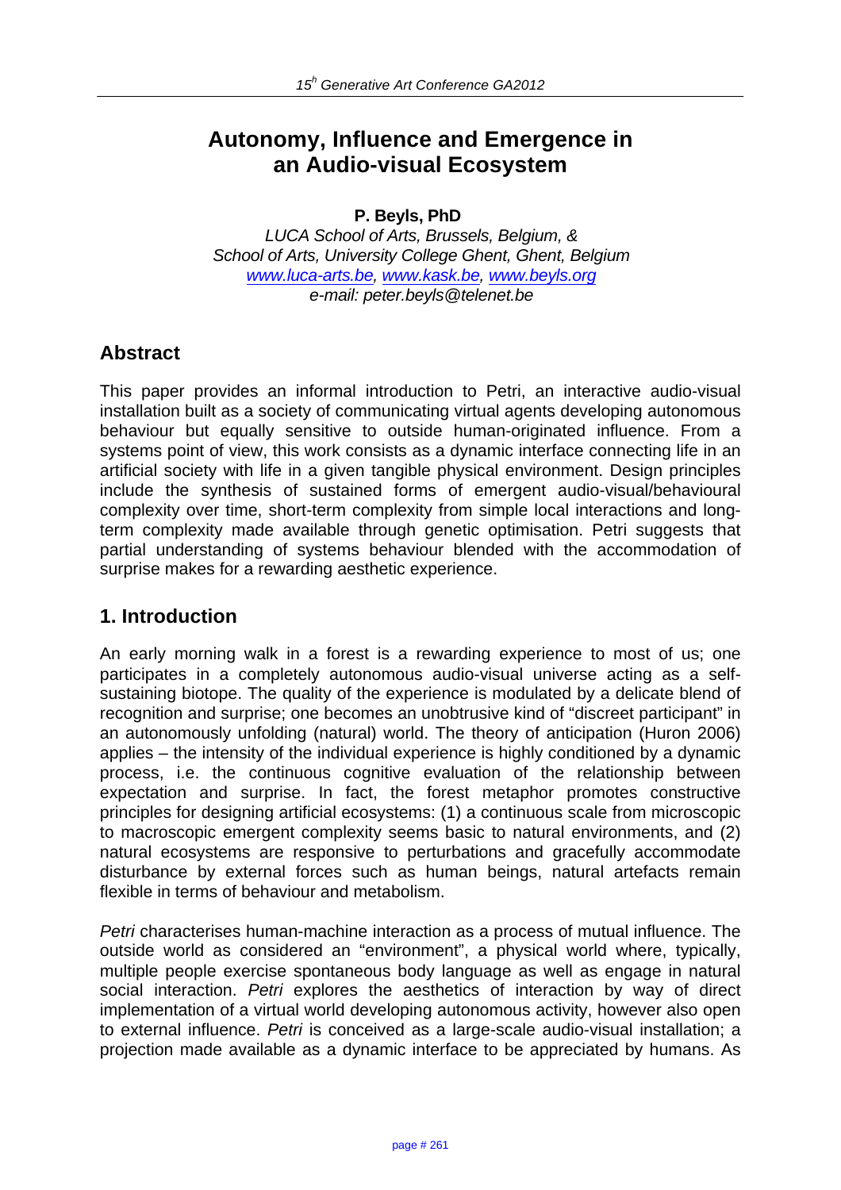# Autonomy, Influence and Emergence in an Audio-visual Ecosystem

**P. Beyls, PhD**

*LUCA School of Arts, Brussels, Belgium, &*
*School of Arts, University College Ghent, Ghent, Belgium*
*www.luca-arts.be, www.kask.be, www.beyls.org*
*e-mail: peter.beyls@telenet.be*

## Abstract

This paper provides an informal introduction to Petri, an interactive audio-visual installation built as a society of communicating virtual agents developing autonomous behaviour but equally sensitive to outside human-originated influence. From a systems point of view, this work consists as a dynamic interface connecting life in an artificial society with life in a given tangible physical environment. Design principles include the synthesis of sustained forms of emergent audio-visual/behavioural complexity over time, short-term complexity from simple local interactions and long-term complexity made available through genetic optimisation. Petri suggests that partial understanding of systems behaviour blended with the accommodation of surprise makes for a rewarding aesthetic experience.

## 1. Introduction

An early morning walk in a forest is a rewarding experience to most of us; one participates in a completely autonomous audio-visual universe acting as a self-sustaining biotope. The quality of the experience is modulated by a delicate blend of recognition and surprise; one becomes an unobtrusive kind of "discreet participant" in an autonomously unfolding (natural) world. The theory of anticipation (Huron 2006) applies – the intensity of the individual experience is highly conditioned by a dynamic process, i.e. the continuous cognitive evaluation of the relationship between expectation and surprise. In fact, the forest metaphor promotes constructive principles for designing artificial ecosystems: (1) a continuous scale from microscopic to macroscopic emergent complexity seems basic to natural environments, and (2) natural ecosystems are responsive to perturbations and gracefully accommodate disturbance by external forces such as human beings, natural artefacts remain flexible in terms of behaviour and metabolism.

*Petri* characterises human-machine interaction as a process of mutual influence. The outside world as considered an "environment", a physical world where, typically, multiple people exercise spontaneous body language as well as engage in natural social interaction. *Petri* explores the aesthetics of interaction by way of direct implementation of a virtual world developing autonomous activity, however also open to external influence. *Petri* is conceived as a large-scale audio-visual installation; a projection made available as a dynamic interface to be appreciated by humans. As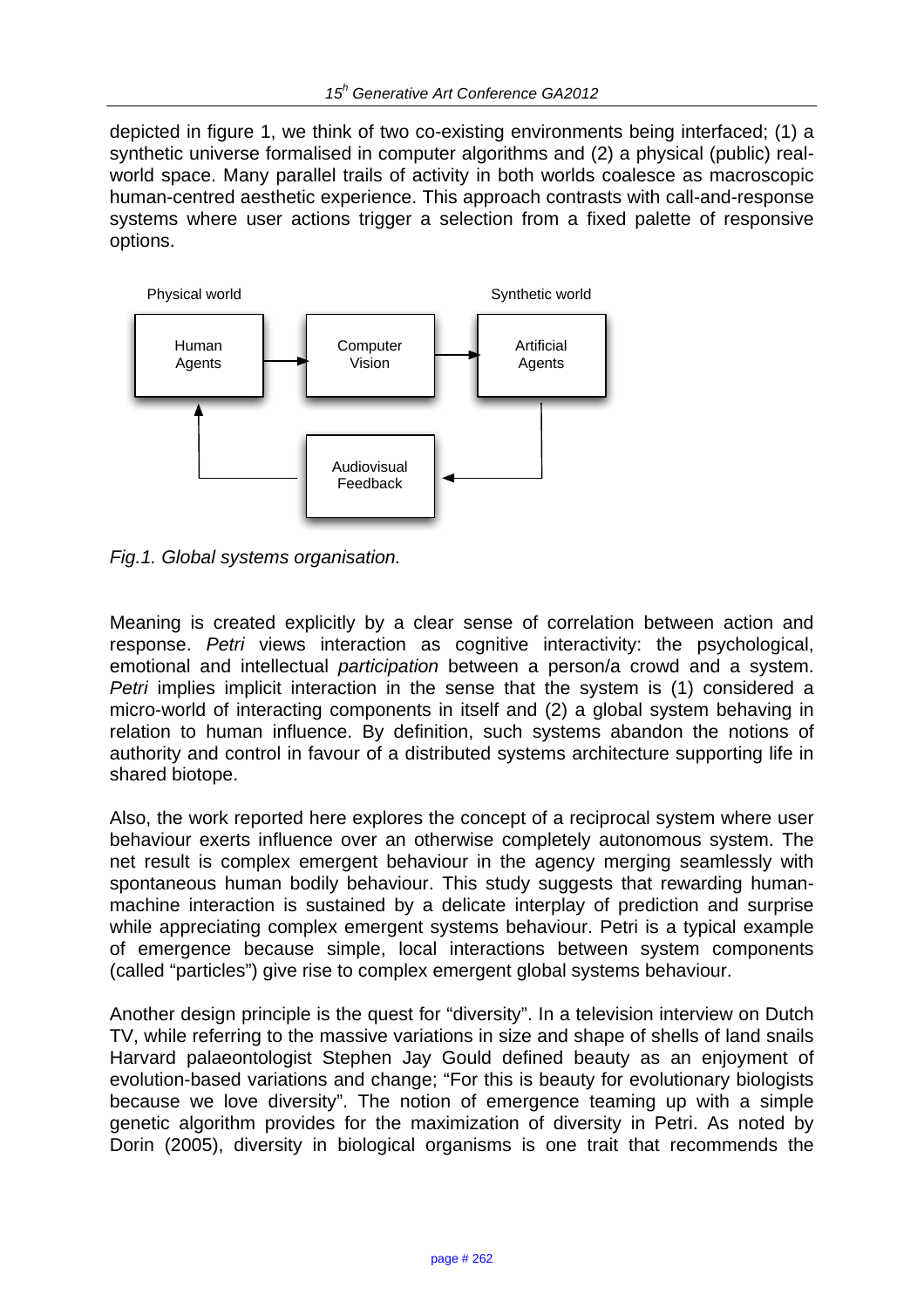depicted in figure 1, we think of two co-existing environments being interfaced; (1) a synthetic universe formalised in computer algorithms and (2) a physical (public) real-world space. Many parallel trails of activity in both worlds coalesce as macroscopic human-centred aesthetic experience. This approach contrasts with call-and-response systems where user actions trigger a selection from a fixed palette of responsive options.

*Fig.1. Global systems organisation.*

Meaning is created explicitly by a clear sense of correlation between action and response. *Petri* views interaction as cognitive interactivity: the psychological, emotional and intellectual *participation* between a person/a crowd and a system. *Petri* implies implicit interaction in the sense that the system is (1) considered a micro-world of interacting components in itself and (2) a global system behaving in relation to human influence. By definition, such systems abandon the notions of authority and control in favour of a distributed systems architecture supporting life in shared biotope.

Also, the work reported here explores the concept of a reciprocal system where user behaviour exerts influence over an otherwise completely autonomous system. The net result is complex emergent behaviour in the agency merging seamlessly with spontaneous human bodily behaviour. This study suggests that rewarding human-machine interaction is sustained by a delicate interplay of prediction and surprise while appreciating complex emergent systems behaviour. Petri is a typical example of emergence because simple, local interactions between system components (called "particles") give rise to complex emergent global systems behaviour.

Another design principle is the quest for "diversity". In a television interview on Dutch TV, while referring to the massive variations in size and shape of shells of land snails Harvard palaeontologist Stephen Jay Gould defined beauty as an enjoyment of evolution-based variations and change; "For this is beauty for evolutionary biologists because we love diversity". The notion of emergence teaming up with a simple genetic algorithm provides for the maximization of diversity in Petri. As noted by Dorin (2005), diversity in biological organisms is one trait that recommends the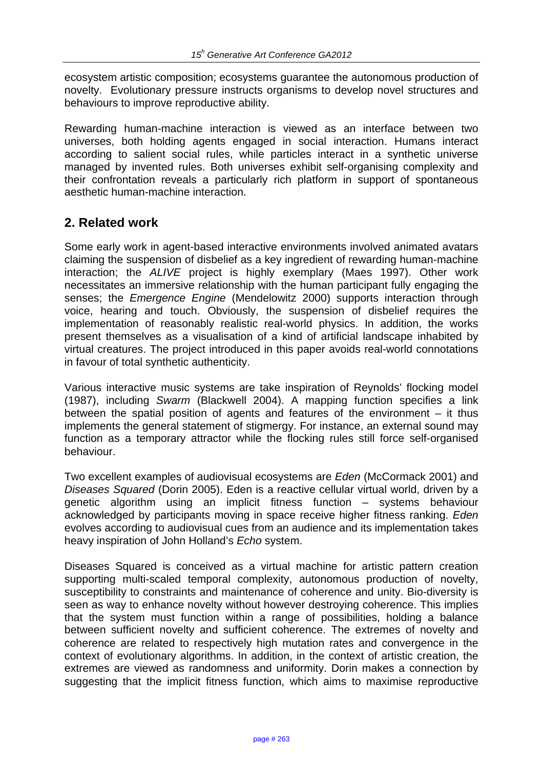ecosystem artistic composition; ecosystems guarantee the autonomous production of novelty. Evolutionary pressure instructs organisms to develop novel structures and behaviours to improve reproductive ability.

Rewarding human-machine interaction is viewed as an interface between two universes, both holding agents engaged in social interaction. Humans interact according to salient social rules, while particles interact in a synthetic universe managed by invented rules. Both universes exhibit self-organising complexity and their confrontation reveals a particularly rich platform in support of spontaneous aesthetic human-machine interaction.

## 2. Related work

Some early work in agent-based interactive environments involved animated avatars claiming the suspension of disbelief as a key ingredient of rewarding human-machine interaction; the *ALIVE* project is highly exemplary (Maes 1997). Other work necessitates an immersive relationship with the human participant fully engaging the senses; the *Emergence Engine* (Mendelowitz 2000) supports interaction through voice, hearing and touch. Obviously, the suspension of disbelief requires the implementation of reasonably realistic real-world physics. In addition, the works present themselves as a visualisation of a kind of artificial landscape inhabited by virtual creatures. The project introduced in this paper avoids real-world connotations in favour of total synthetic authenticity.

Various interactive music systems are take inspiration of Reynolds' flocking model (1987), including *Swarm* (Blackwell 2004). A mapping function specifies a link between the spatial position of agents and features of the environment – it thus implements the general statement of stigmergy. For instance, an external sound may function as a temporary attractor while the flocking rules still force self-organised behaviour.

Two excellent examples of audiovisual ecosystems are *Eden* (McCormack 2001) and *Diseases Squared* (Dorin 2005). Eden is a reactive cellular virtual world, driven by a genetic algorithm using an implicit fitness function – systems behaviour acknowledged by participants moving in space receive higher fitness ranking. *Eden* evolves according to audiovisual cues from an audience and its implementation takes heavy inspiration of John Holland's *Echo* system.

Diseases Squared is conceived as a virtual machine for artistic pattern creation supporting multi-scaled temporal complexity, autonomous production of novelty, susceptibility to constraints and maintenance of coherence and unity. Bio-diversity is seen as way to enhance novelty without however destroying coherence. This implies that the system must function within a range of possibilities, holding a balance between sufficient novelty and sufficient coherence. The extremes of novelty and coherence are related to respectively high mutation rates and convergence in the context of evolutionary algorithms. In addition, in the context of artistic creation, the extremes are viewed as randomness and uniformity. Dorin makes a connection by suggesting that the implicit fitness function, which aims to maximise reproductive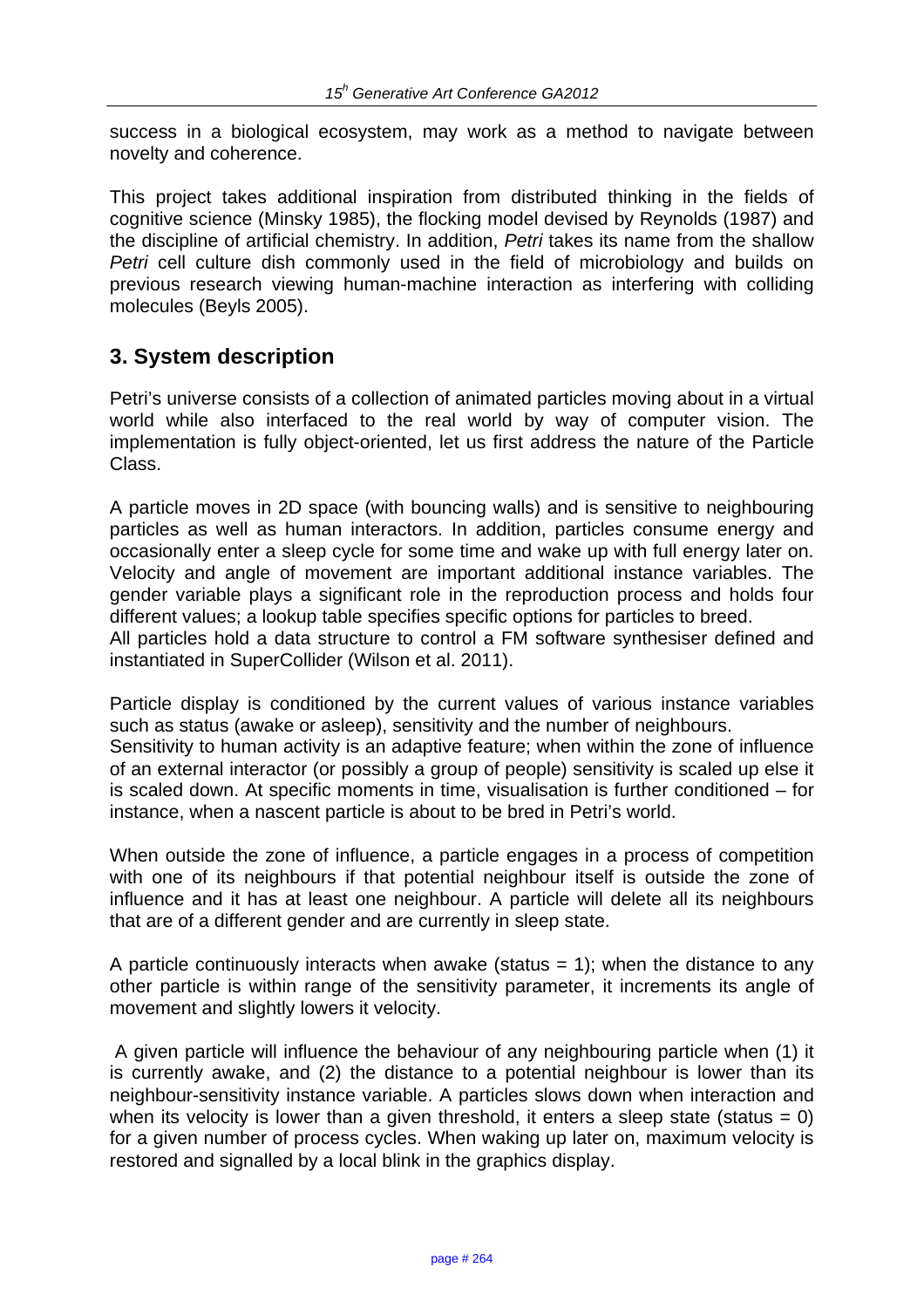success in a biological ecosystem, may work as a method to navigate between novelty and coherence.

This project takes additional inspiration from distributed thinking in the fields of cognitive science (Minsky 1985), the flocking model devised by Reynolds (1987) and the discipline of artificial chemistry. In addition, *Petri* takes its name from the shallow *Petri* cell culture dish commonly used in the field of microbiology and builds on previous research viewing human-machine interaction as interfering with colliding molecules (Beyls 2005).

## 3. System description

Petri's universe consists of a collection of animated particles moving about in a virtual world while also interfaced to the real world by way of computer vision. The implementation is fully object-oriented, let us first address the nature of the Particle Class.

A particle moves in 2D space (with bouncing walls) and is sensitive to neighbouring particles as well as human interactors. In addition, particles consume energy and occasionally enter a sleep cycle for some time and wake up with full energy later on. Velocity and angle of movement are important additional instance variables. The gender variable plays a significant role in the reproduction process and holds four different values; a lookup table specifies specific options for particles to breed.
All particles hold a data structure to control a FM software synthesiser defined and instantiated in SuperCollider (Wilson et al. 2011).

Particle display is conditioned by the current values of various instance variables such as status (awake or asleep), sensitivity and the number of neighbours.
Sensitivity to human activity is an adaptive feature; when within the zone of influence of an external interactor (or possibly a group of people) sensitivity is scaled up else it is scaled down. At specific moments in time, visualisation is further conditioned – for instance, when a nascent particle is about to be bred in Petri's world.

When outside the zone of influence, a particle engages in a process of competition with one of its neighbours if that potential neighbour itself is outside the zone of influence and it has at least one neighbour. A particle will delete all its neighbours that are of a different gender and are currently in sleep state.

A particle continuously interacts when awake (status = 1); when the distance to any other particle is within range of the sensitivity parameter, it increments its angle of movement and slightly lowers it velocity.

A given particle will influence the behaviour of any neighbouring particle when (1) it is currently awake, and (2) the distance to a potential neighbour is lower than its neighbour-sensitivity instance variable. A particles slows down when interaction and when its velocity is lower than a given threshold, it enters a sleep state (status = 0) for a given number of process cycles. When waking up later on, maximum velocity is restored and signalled by a local blink in the graphics display.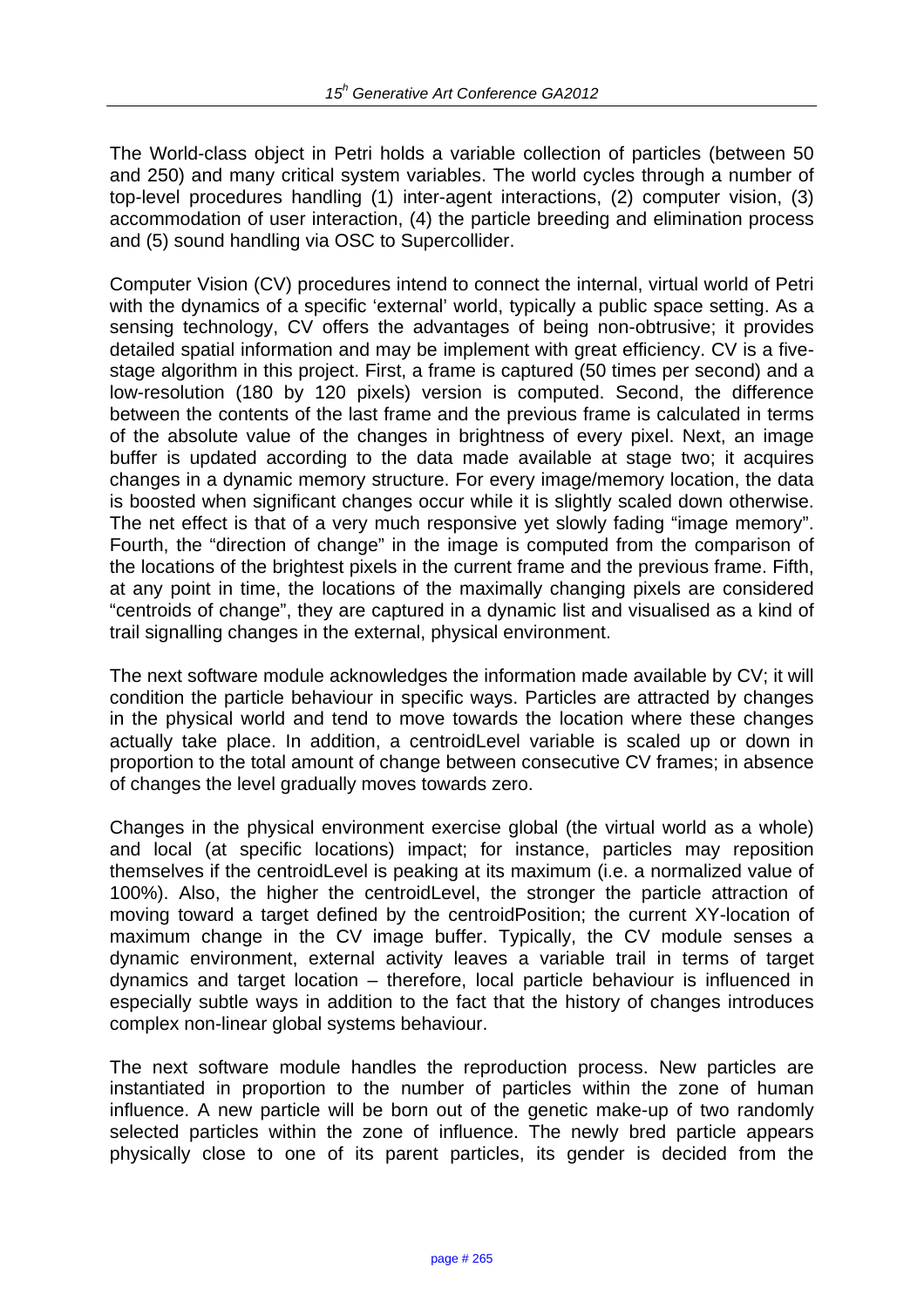The World-class object in Petri holds a variable collection of particles (between 50 and 250) and many critical system variables. The world cycles through a number of top-level procedures handling (1) inter-agent interactions, (2) computer vision, (3) accommodation of user interaction, (4) the particle breeding and elimination process and (5) sound handling via OSC to Supercollider.

Computer Vision (CV) procedures intend to connect the internal, virtual world of Petri with the dynamics of a specific 'external' world, typically a public space setting. As a sensing technology, CV offers the advantages of being non-obtrusive; it provides detailed spatial information and may be implement with great efficiency. CV is a five-stage algorithm in this project. First, a frame is captured (50 times per second) and a low-resolution (180 by 120 pixels) version is computed. Second, the difference between the contents of the last frame and the previous frame is calculated in terms of the absolute value of the changes in brightness of every pixel. Next, an image buffer is updated according to the data made available at stage two; it acquires changes in a dynamic memory structure. For every image/memory location, the data is boosted when significant changes occur while it is slightly scaled down otherwise. The net effect is that of a very much responsive yet slowly fading "image memory". Fourth, the "direction of change" in the image is computed from the comparison of the locations of the brightest pixels in the current frame and the previous frame. Fifth, at any point in time, the locations of the maximally changing pixels are considered "centroids of change", they are captured in a dynamic list and visualised as a kind of trail signalling changes in the external, physical environment.

The next software module acknowledges the information made available by CV; it will condition the particle behaviour in specific ways. Particles are attracted by changes in the physical world and tend to move towards the location where these changes actually take place. In addition, a centroidLevel variable is scaled up or down in proportion to the total amount of change between consecutive CV frames; in absence of changes the level gradually moves towards zero.

Changes in the physical environment exercise global (the virtual world as a whole) and local (at specific locations) impact; for instance, particles may reposition themselves if the centroidLevel is peaking at its maximum (i.e. a normalized value of 100%). Also, the higher the centroidLevel, the stronger the particle attraction of moving toward a target defined by the centroidPosition; the current XY-location of maximum change in the CV image buffer. Typically, the CV module senses a dynamic environment, external activity leaves a variable trail in terms of target dynamics and target location – therefore, local particle behaviour is influenced in especially subtle ways in addition to the fact that the history of changes introduces complex non-linear global systems behaviour.

The next software module handles the reproduction process. New particles are instantiated in proportion to the number of particles within the zone of human influence. A new particle will be born out of the genetic make-up of two randomly selected particles within the zone of influence. The newly bred particle appears physically close to one of its parent particles, its gender is decided from the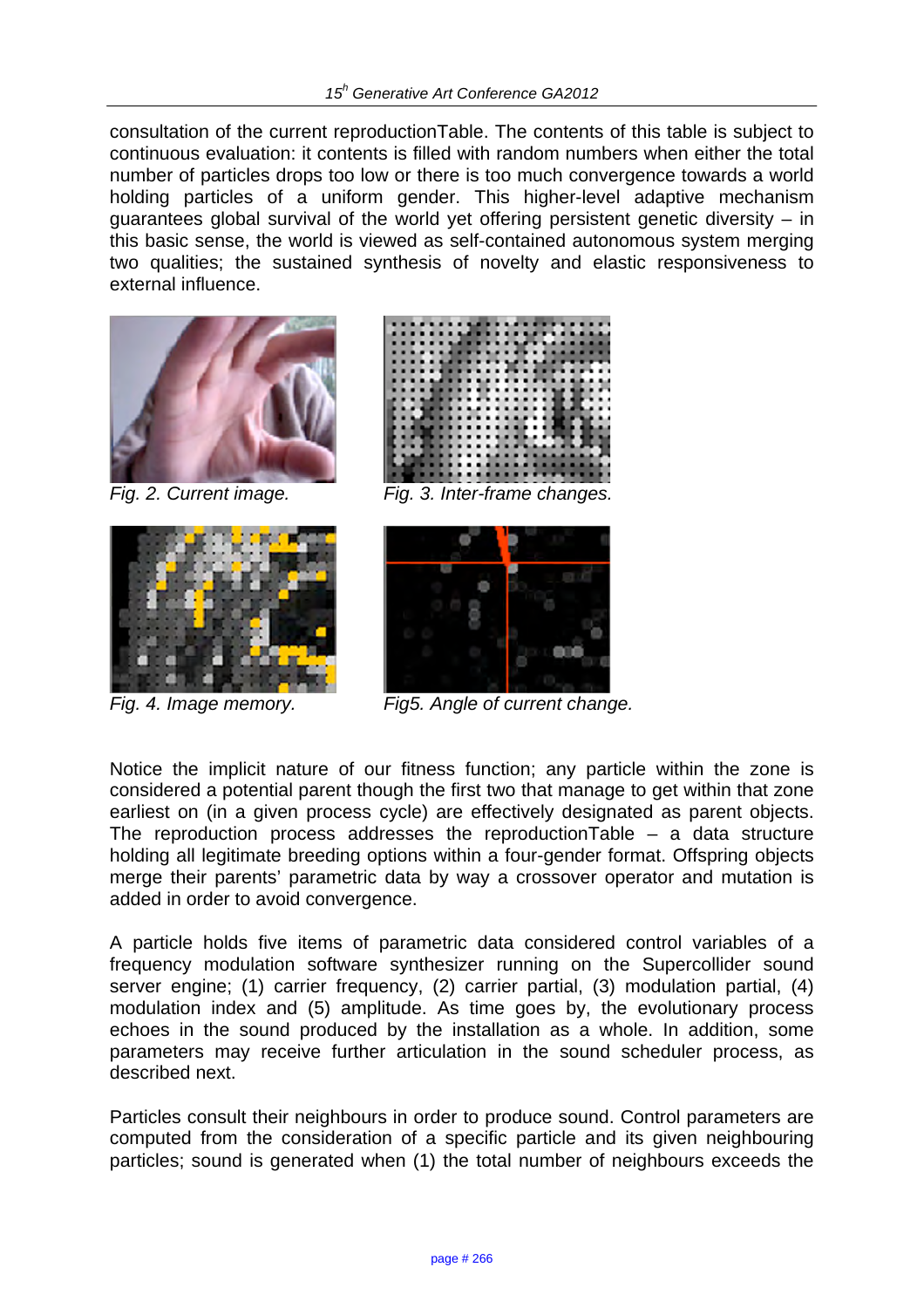consultation of the current reproductionTable. The contents of this table is subject to continuous evaluation: it contents is filled with random numbers when either the total number of particles drops too low or there is too much convergence towards a world holding particles of a uniform gender. This higher-level adaptive mechanism guarantees global survival of the world yet offering persistent genetic diversity – in this basic sense, the world is viewed as self-contained autonomous system merging two qualities; the sustained synthesis of novelty and elastic responsiveness to external influence.

*Fig. 2. Current image.*

*Fig. 3. Inter-frame changes.*

*Fig. 4. Image memory.*

*Fig5. Angle of current change.*

Notice the implicit nature of our fitness function; any particle within the zone is considered a potential parent though the first two that manage to get within that zone earliest on (in a given process cycle) are effectively designated as parent objects. The reproduction process addresses the reproductionTable – a data structure holding all legitimate breeding options within a four-gender format. Offspring objects merge their parents' parametric data by way a crossover operator and mutation is added in order to avoid convergence.

A particle holds five items of parametric data considered control variables of a frequency modulation software synthesizer running on the Supercollider sound server engine; (1) carrier frequency, (2) carrier partial, (3) modulation partial, (4) modulation index and (5) amplitude. As time goes by, the evolutionary process echoes in the sound produced by the installation as a whole. In addition, some parameters may receive further articulation in the sound scheduler process, as described next.

Particles consult their neighbours in order to produce sound. Control parameters are computed from the consideration of a specific particle and its given neighbouring particles; sound is generated when (1) the total number of neighbours exceeds the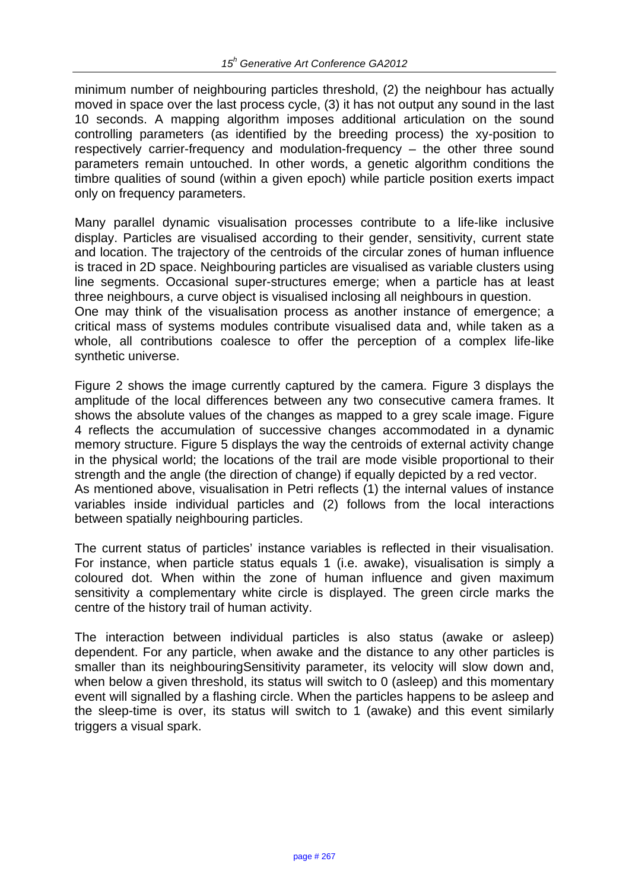minimum number of neighbouring particles threshold, (2) the neighbour has actually moved in space over the last process cycle, (3) it has not output any sound in the last 10 seconds. A mapping algorithm imposes additional articulation on the sound controlling parameters (as identified by the breeding process) the xy-position to respectively carrier-frequency and modulation-frequency – the other three sound parameters remain untouched. In other words, a genetic algorithm conditions the timbre qualities of sound (within a given epoch) while particle position exerts impact only on frequency parameters.

Many parallel dynamic visualisation processes contribute to a life-like inclusive display. Particles are visualised according to their gender, sensitivity, current state and location. The trajectory of the centroids of the circular zones of human influence is traced in 2D space. Neighbouring particles are visualised as variable clusters using line segments. Occasional super-structures emerge; when a particle has at least three neighbours, a curve object is visualised inclosing all neighbours in question.
One may think of the visualisation process as another instance of emergence; a critical mass of systems modules contribute visualised data and, while taken as a whole, all contributions coalesce to offer the perception of a complex life-like synthetic universe.

Figure 2 shows the image currently captured by the camera. Figure 3 displays the amplitude of the local differences between any two consecutive camera frames. It shows the absolute values of the changes as mapped to a grey scale image. Figure 4 reflects the accumulation of successive changes accommodated in a dynamic memory structure. Figure 5 displays the way the centroids of external activity change in the physical world; the locations of the trail are mode visible proportional to their strength and the angle (the direction of change) if equally depicted by a red vector.
As mentioned above, visualisation in Petri reflects (1) the internal values of instance variables inside individual particles and (2) follows from the local interactions between spatially neighbouring particles.

The current status of particles' instance variables is reflected in their visualisation. For instance, when particle status equals 1 (i.e. awake), visualisation is simply a coloured dot. When within the zone of human influence and given maximum sensitivity a complementary white circle is displayed. The green circle marks the centre of the history trail of human activity.

The interaction between individual particles is also status (awake or asleep) dependent. For any particle, when awake and the distance to any other particles is smaller than its neighbouringSensitivity parameter, its velocity will slow down and, when below a given threshold, its status will switch to 0 (asleep) and this momentary event will signalled by a flashing circle. When the particles happens to be asleep and the sleep-time is over, its status will switch to 1 (awake) and this event similarly triggers a visual spark.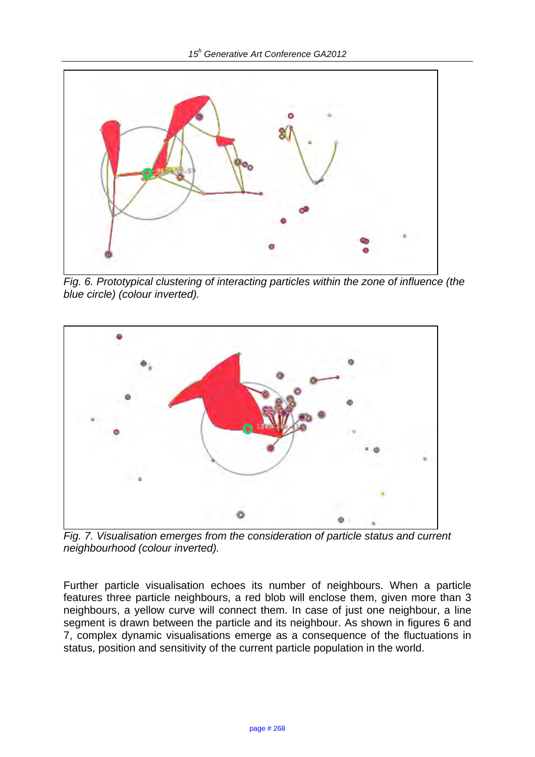Fig. 6. Prototypical clustering of interacting particles within the zone of influence (the blue circle) (colour inverted).

Fig. 7. Visualisation emerges from the consideration of particle status and current neighbourhood (colour inverted).

Further particle visualisation echoes its number of neighbours. When a particle features three particle neighbours, a red blob will enclose them, given more than 3 neighbours, a yellow curve will connect them. In case of just one neighbour, a line segment is drawn between the particle and its neighbour. As shown in figures 6 and 7, complex dynamic visualisations emerge as a consequence of the fluctuations in status, position and sensitivity of the current particle population in the world.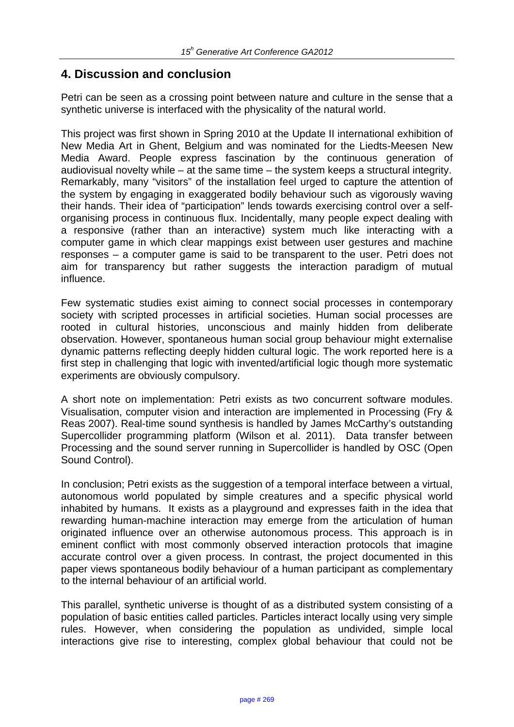## 4. Discussion and conclusion

Petri can be seen as a crossing point between nature and culture in the sense that a synthetic universe is interfaced with the physicality of the natural world.

This project was first shown in Spring 2010 at the Update II international exhibition of New Media Art in Ghent, Belgium and was nominated for the Liedts-Meesen New Media Award. People express fascination by the continuous generation of audiovisual novelty while – at the same time – the system keeps a structural integrity. Remarkably, many "visitors" of the installation feel urged to capture the attention of the system by engaging in exaggerated bodily behaviour such as vigorously waving their hands. Their idea of "participation" lends towards exercising control over a self-organising process in continuous flux. Incidentally, many people expect dealing with a responsive (rather than an interactive) system much like interacting with a computer game in which clear mappings exist between user gestures and machine responses – a computer game is said to be transparent to the user. Petri does not aim for transparency but rather suggests the interaction paradigm of mutual influence.

Few systematic studies exist aiming to connect social processes in contemporary society with scripted processes in artificial societies. Human social processes are rooted in cultural histories, unconscious and mainly hidden from deliberate observation. However, spontaneous human social group behaviour might externalise dynamic patterns reflecting deeply hidden cultural logic. The work reported here is a first step in challenging that logic with invented/artificial logic though more systematic experiments are obviously compulsory.

A short note on implementation: Petri exists as two concurrent software modules. Visualisation, computer vision and interaction are implemented in Processing (Fry & Reas 2007). Real-time sound synthesis is handled by James McCarthy's outstanding Supercollider programming platform (Wilson et al. 2011). Data transfer between Processing and the sound server running in Supercollider is handled by OSC (Open Sound Control).

In conclusion; Petri exists as the suggestion of a temporal interface between a virtual, autonomous world populated by simple creatures and a specific physical world inhabited by humans. It exists as a playground and expresses faith in the idea that rewarding human-machine interaction may emerge from the articulation of human originated influence over an otherwise autonomous process. This approach is in eminent conflict with most commonly observed interaction protocols that imagine accurate control over a given process. In contrast, the project documented in this paper views spontaneous bodily behaviour of a human participant as complementary to the internal behaviour of an artificial world.

This parallel, synthetic universe is thought of as a distributed system consisting of a population of basic entities called particles. Particles interact locally using very simple rules. However, when considering the population as undivided, simple local interactions give rise to interesting, complex global behaviour that could not be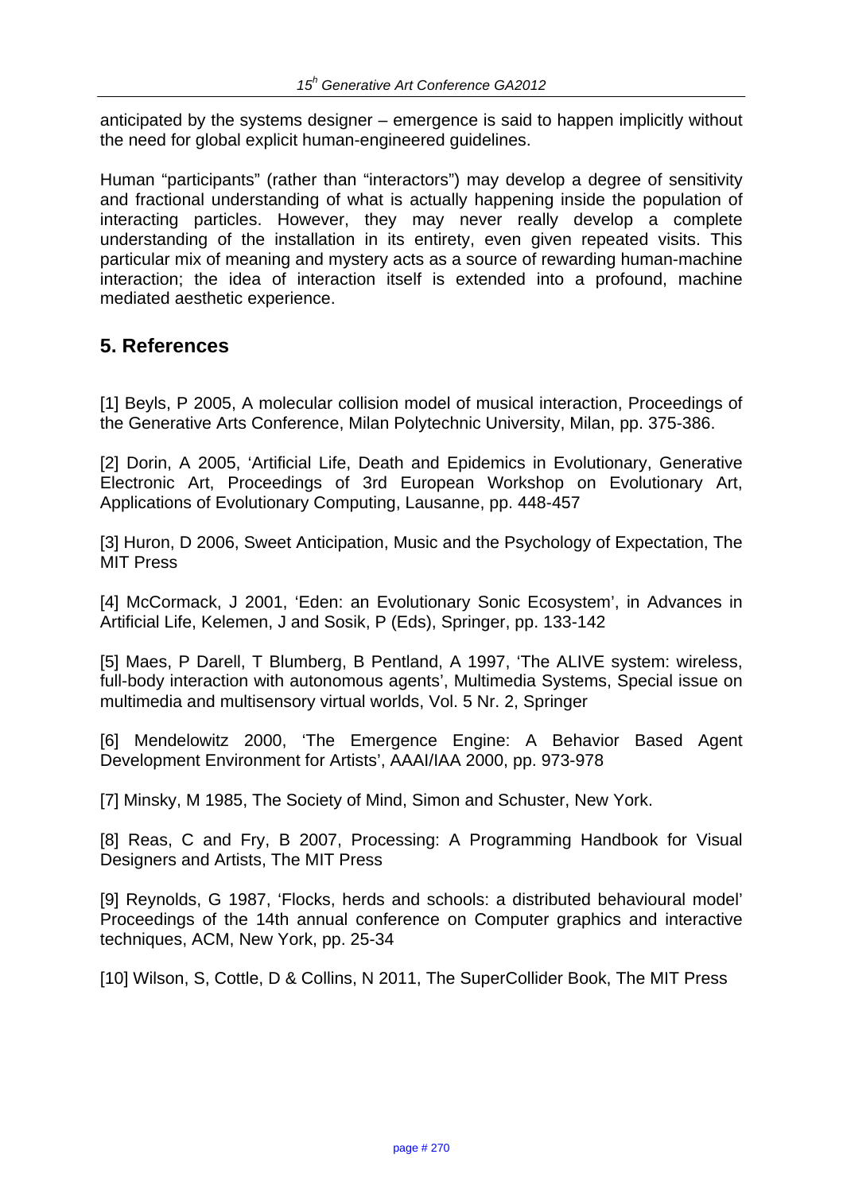anticipated by the systems designer – emergence is said to happen implicitly without the need for global explicit human-engineered guidelines.

Human "participants" (rather than "interactors") may develop a degree of sensitivity and fractional understanding of what is actually happening inside the population of interacting particles. However, they may never really develop a complete understanding of the installation in its entirety, even given repeated visits. This particular mix of meaning and mystery acts as a source of rewarding human-machine interaction; the idea of interaction itself is extended into a profound, machine mediated aesthetic experience.

## 5. References

[1] Beyls, P 2005, A molecular collision model of musical interaction, Proceedings of the Generative Arts Conference, Milan Polytechnic University, Milan, pp. 375-386.

[2] Dorin, A 2005, 'Artificial Life, Death and Epidemics in Evolutionary, Generative Electronic Art, Proceedings of 3rd European Workshop on Evolutionary Art, Applications of Evolutionary Computing, Lausanne, pp. 448-457

[3] Huron, D 2006, Sweet Anticipation, Music and the Psychology of Expectation, The MIT Press

[4] McCormack, J 2001, 'Eden: an Evolutionary Sonic Ecosystem', in Advances in Artificial Life, Kelemen, J and Sosik, P (Eds), Springer, pp. 133-142

[5] Maes, P Darell, T Blumberg, B Pentland, A 1997, 'The ALIVE system: wireless, full-body interaction with autonomous agents', Multimedia Systems, Special issue on multimedia and multisensory virtual worlds, Vol. 5 Nr. 2, Springer

[6] Mendelowitz 2000, 'The Emergence Engine: A Behavior Based Agent Development Environment for Artists', AAAI/IAA 2000, pp. 973-978

[7] Minsky, M 1985, The Society of Mind, Simon and Schuster, New York.

[8] Reas, C and Fry, B 2007, Processing: A Programming Handbook for Visual Designers and Artists, The MIT Press

[9] Reynolds, G 1987, 'Flocks, herds and schools: a distributed behavioural model' Proceedings of the 14th annual conference on Computer graphics and interactive techniques, ACM, New York, pp. 25-34

[10] Wilson, S, Cottle, D & Collins, N 2011, The SuperCollider Book, The MIT Press